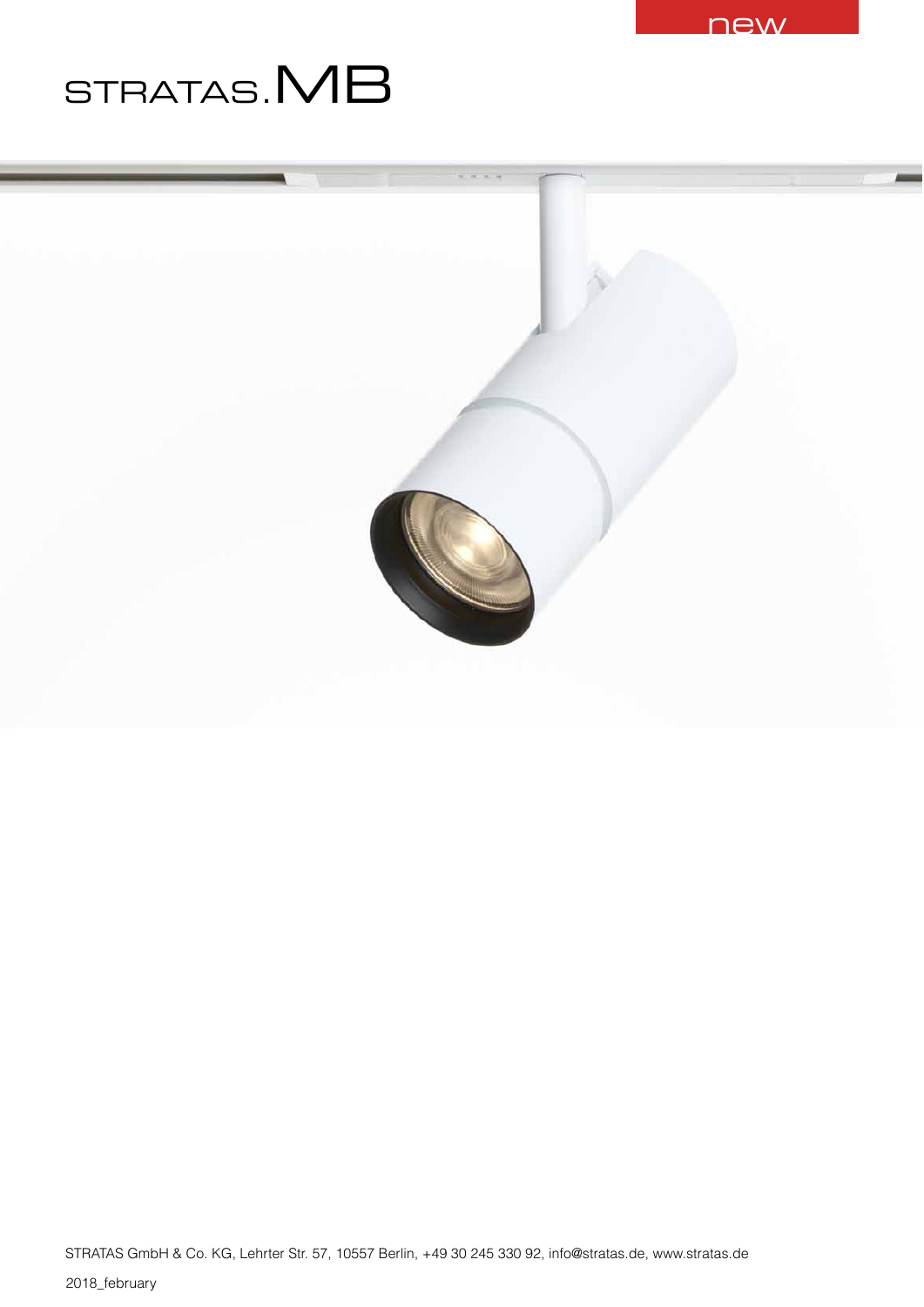new

# STRATAS.MB

STRATAS GmbH & Co. KG, Lehrter Str. 57, 10557 Berlin, +49 30 245 330 92, info@stratas.de, www.stratas.de

2018_february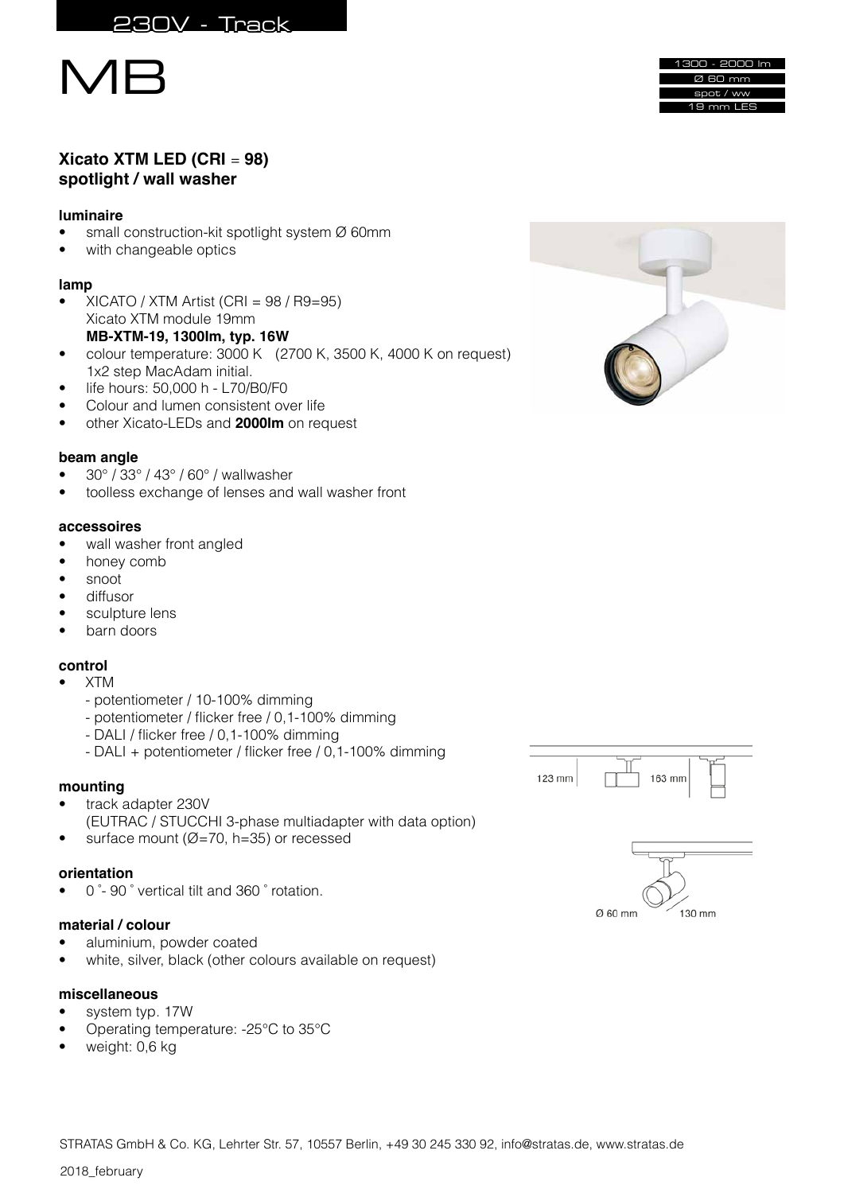230V - Track

# MB

1300 - 2000 lm
Ø 60 mm
spot / ww
19 mm LES

## Xicato XTM LED (CRI = 98) spotlight / wall washer

**luminaire**

- small construction-kit spotlight system Ø 60mm
- with changeable optics

**lamp**

- XICATO / XTM Artist (CRI = 98 / R9=95)
  Xicato XTM module 19mm
  **MB-XTM-19, 1300lm, typ. 16W**
- colour temperature: 3000 K (2700 K, 3500 K, 4000 K on request)
  1x2 step MacAdam initial.
- life hours: 50,000 h - L70/B0/F0
- Colour and lumen consistent over life
- other Xicato-LEDs and **2000lm** on request

**beam angle**

- 30° / 33° / 43° / 60° / wallwasher
- toolless exchange of lenses and wall washer front

**accessoires**

- wall washer front angled
- honey comb
- snoot
- diffusor
- sculpture lens
- barn doors

**control**

- XTM
  - potentiometer / 10-100% dimming
  - potentiometer / flicker free / 0,1-100% dimming
  - DALI / flicker free / 0,1-100% dimming
  - DALI + potentiometer / flicker free / 0,1-100% dimming

**mounting**

- track adapter 230V
  (EUTRAC / STUCCHI 3-phase multiadapter with data option)
- surface mount (Ø=70, h=35) or recessed

**orientation**

- 0 ˚- 90 ˚ vertical tilt and 360 ˚ rotation.

**material / colour**

- aluminium, powder coated
- white, silver, black (other colours available on request)

**miscellaneous**

- system typ. 17W
- Operating temperature: -25°C to 35°C
- weight: 0,6 kg

123 mm 163 mm

Ø 60 mm 130 mm

STRATAS GmbH & Co. KG, Lehrter Str. 57, 10557 Berlin, +49 30 245 330 92, info@stratas.de, www.stratas.de

2018_february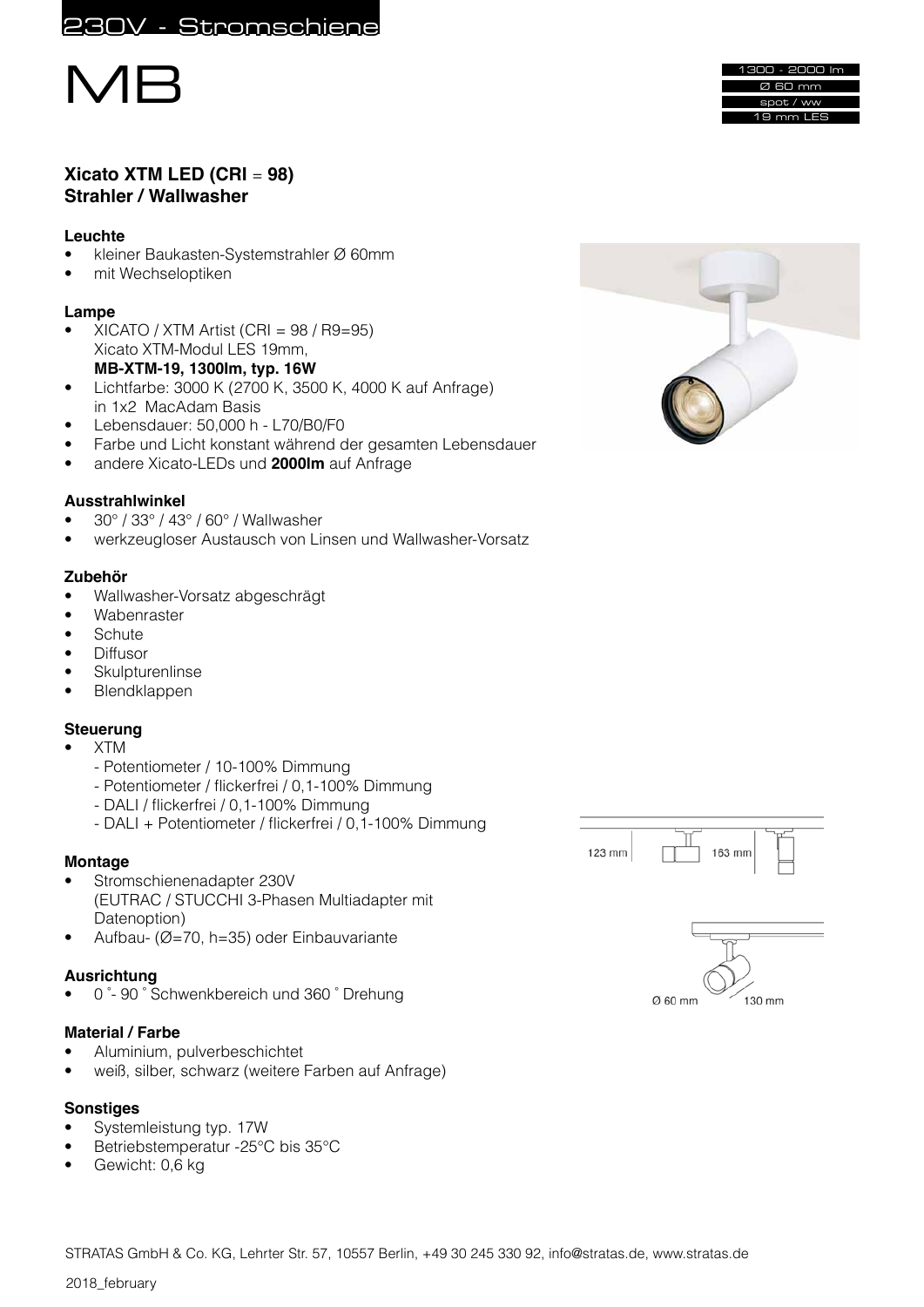230V - Stromschiene

# MB

1300 - 2000 lm
Ø 60 mm
spot / ww
19 mm LES

## Xicato XTM LED (CRI = 98)
## Strahler / Wallwasher

**Leuchte**

- kleiner Baukasten-Systemstrahler Ø 60mm
- mit Wechseloptiken

**Lampe**

- XICATO / XTM Artist (CRI = 98 / R9=95)
  Xicato XTM-Modul LES 19mm,
  **MB-XTM-19, 1300lm, typ. 16W**
- Lichtfarbe: 3000 K (2700 K, 3500 K, 4000 K auf Anfrage)
  in 1x2 MacAdam Basis
- Lebensdauer: 50,000 h - L70/B0/F0
- Farbe und Licht konstant während der gesamten Lebensdauer
- andere Xicato-LEDs und **2000lm** auf Anfrage

**Ausstrahlwinkel**

- 30° / 33° / 43° / 60° / Wallwasher
- werkzeugloser Austausch von Linsen und Wallwasher-Vorsatz

**Zubehör**

- Wallwasher-Vorsatz abgeschrägt
- Wabenraster
- Schute
- Diffusor
- Skulpturenlinse
- Blendklappen

**Steuerung**

- XTM
  - Potentiometer / 10-100% Dimmung
  - Potentiometer / flickerfrei / 0,1-100% Dimmung
  - DALI / flickerfrei / 0,1-100% Dimmung
  - DALI + Potentiometer / flickerfrei / 0,1-100% Dimmung

**Montage**

- Stromschienenadapter 230V
  (EUTRAC / STUCCHI 3-Phasen Multiadapter mit Datenoption)
- Aufbau- (Ø=70, h=35) oder Einbauvariante

**Ausrichtung**

- 0 ˚- 90 ˚ Schwenkbereich und 360 ˚ Drehung

**Material / Farbe**

- Aluminium, pulverbeschichtet
- weiß, silber, schwarz (weitere Farben auf Anfrage)

**Sonstiges**

- Systemleistung typ. 17W
- Betriebstemperatur -25°C bis 35°C
- Gewicht: 0,6 kg

123 mm
163 mm
Ø 60 mm
130 mm

STRATAS GmbH & Co. KG, Lehrter Str. 57, 10557 Berlin, +49 30 245 330 92, info@stratas.de, www.stratas.de

2018_february